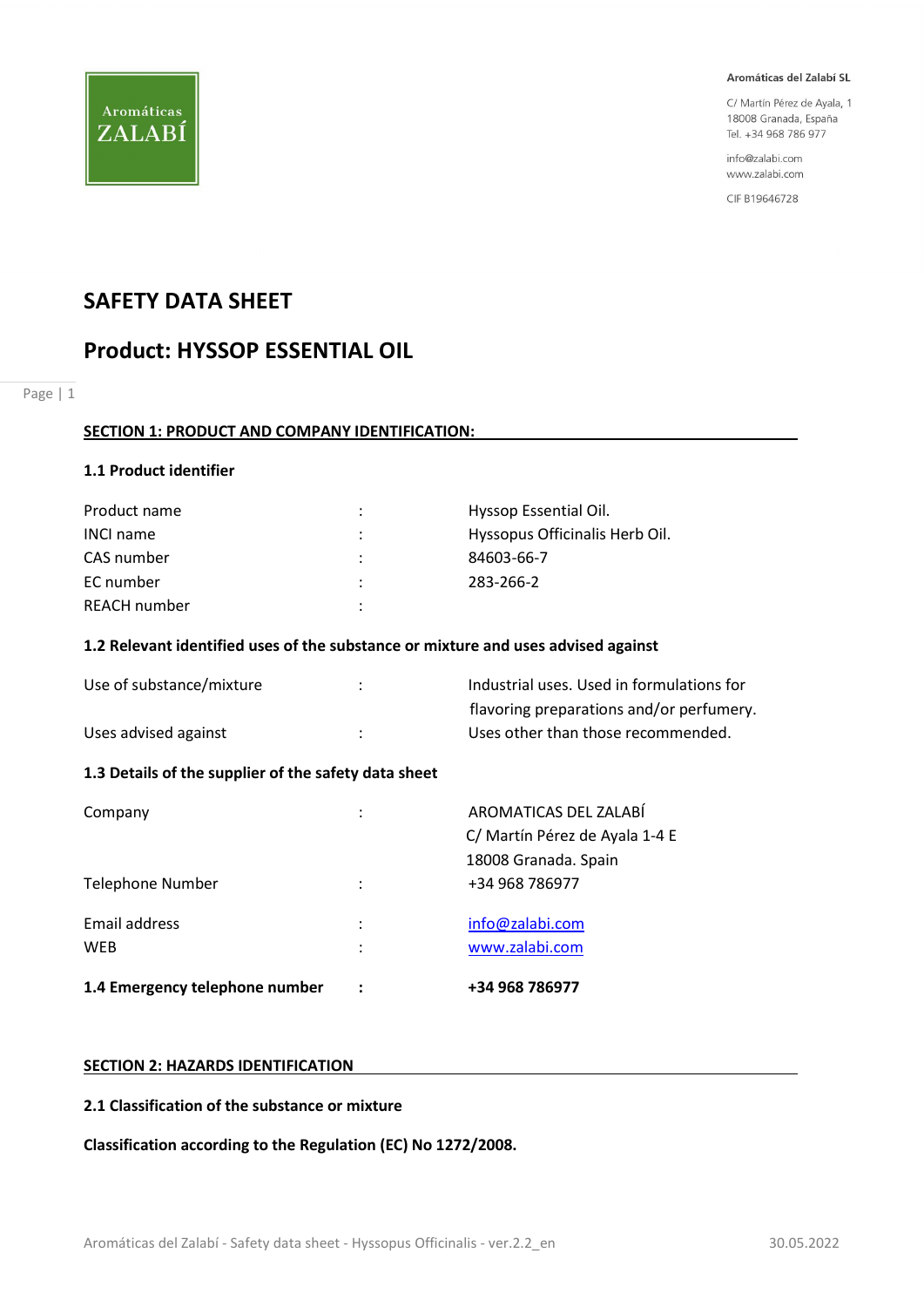Aromáticas del Zalabí SL

C/ Martín Pérez de Ayala, 1
18008 Granada, España
Tel. +34 968 786 977

info@zalabi.com
www.zalabi.com

CIF B19646728

# SAFETY DATA SHEET

# Product: HYSSOP ESSENTIAL OIL

## SECTION 1: PRODUCT AND COMPANY IDENTIFICATION:

### 1.1 Product identifier

| | | |
|---|---|---|
| Product name | : | Hyssop Essential Oil. |
| INCI name | : | Hyssopus Officinalis Herb Oil. |
| CAS number | : | 84603-66-7 |
| EC number | : | 283-266-2 |
| REACH number | : | |

### 1.2 Relevant identified uses of the substance or mixture and uses advised against

| | | |
|---|---|---|
| Use of substance/mixture | : | Industrial uses. Used in formulations for flavoring preparations and/or perfumery. |
| Uses advised against | : | Uses other than those recommended. |

### 1.3 Details of the supplier of the safety data sheet

| | | |
|---|---|---|
| Company | : | AROMATICAS DEL ZALABÍ<br>C/ Martín Pérez de Ayala 1-4 E<br>18008 Granada. Spain |
| Telephone Number | : | +34 968 786977 |
| Email address | : | info@zalabi.com |
| WEB | : | www.zalabi.com |

**1.4 Emergency telephone number : +34 968 786977**

## SECTION 2: HAZARDS IDENTIFICATION

### 2.1 Classification of the substance or mixture

**Classification according to the Regulation (EC) No 1272/2008.**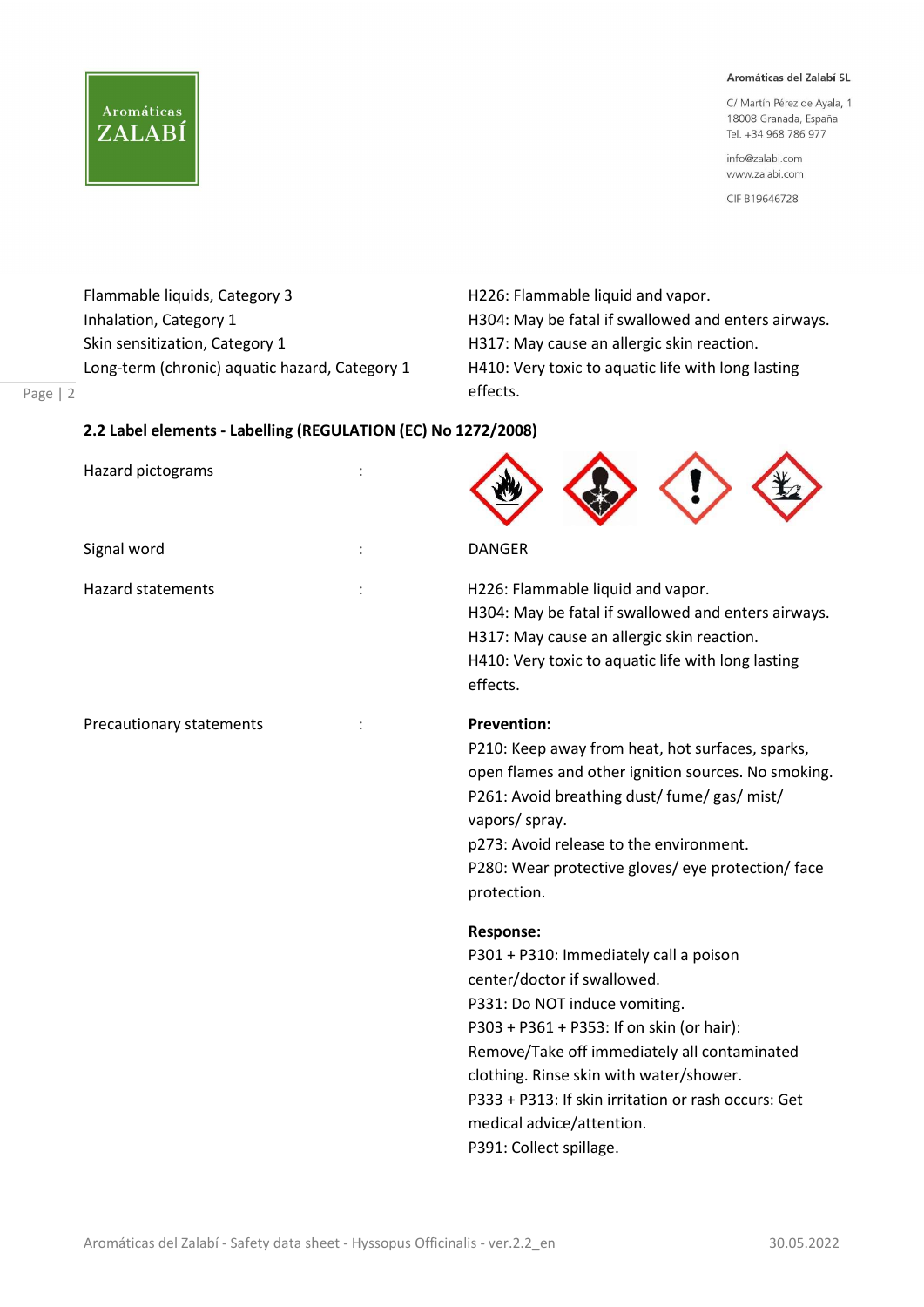| | |
|---|---|
| Flammable liquids, Category 3 | H226: Flammable liquid and vapor. |
| Inhalation, Category 1 | H304: May be fatal if swallowed and enters airways. |
| Skin sensitization, Category 1 | H317: May cause an allergic skin reaction. |
| Long-term (chronic) aquatic hazard, Category 1 | H410: Very toxic to aquatic life with long lasting effects. |

**2.2 Label elements - Labelling (REGULATION (EC) No 1272/2008)**

Hazard pictograms :

Signal word : DANGER

Hazard statements :

H226: Flammable liquid and vapor.
H304: May be fatal if swallowed and enters airways.
H317: May cause an allergic skin reaction.
H410: Very toxic to aquatic life with long lasting effects.

Precautionary statements :

**Prevention:**

P210: Keep away from heat, hot surfaces, sparks, open flames and other ignition sources. No smoking.
P261: Avoid breathing dust/ fume/ gas/ mist/ vapors/ spray.
p273: Avoid release to the environment.
P280: Wear protective gloves/ eye protection/ face protection.

**Response:**

P301 + P310: Immediately call a poison center/doctor if swallowed.
P331: Do NOT induce vomiting.
P303 + P361 + P353: If on skin (or hair): Remove/Take off immediately all contaminated clothing. Rinse skin with water/shower.
P333 + P313: If skin irritation or rash occurs: Get medical advice/attention.
P391: Collect spillage.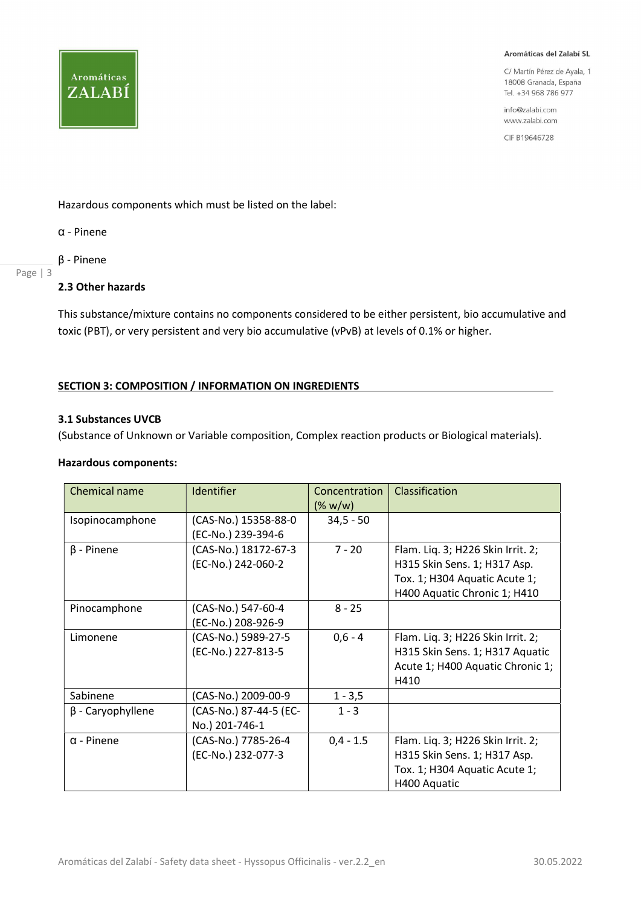Hazardous components which must be listed on the label:

α - Pinene

β - Pinene

### 2.3 Other hazards

This substance/mixture contains no components considered to be either persistent, bio accumulative and toxic (PBT), or very persistent and very bio accumulative (vPvB) at levels of 0.1% or higher.

## SECTION 3: COMPOSITION / INFORMATION ON INGREDIENTS

### 3.1 Substances UVCB

(Substance of Unknown or Variable composition, Complex reaction products or Biological materials).

**Hazardous components:**

| Chemical name | Identifier | Concentration (% w/w) | Classification |
|---|---|---|---|
| Isopinocamphone | (CAS-No.) 15358-88-0 (EC-No.) 239-394-6 | 34,5 - 50 | |
| β - Pinene | (CAS-No.) 18172-67-3 (EC-No.) 242-060-2 | 7 - 20 | Flam. Liq. 3; H226 Skin Irrit. 2; H315 Skin Sens. 1; H317 Asp. Tox. 1; H304 Aquatic Acute 1; H400 Aquatic Chronic 1; H410 |
| Pinocamphone | (CAS-No.) 547-60-4 (EC-No.) 208-926-9 | 8 - 25 | |
| Limonene | (CAS-No.) 5989-27-5 (EC-No.) 227-813-5 | 0,6 - 4 | Flam. Liq. 3; H226 Skin Irrit. 2; H315 Skin Sens. 1; H317 Aquatic Acute 1; H400 Aquatic Chronic 1; H410 |
| Sabinene | (CAS-No.) 2009-00-9 | 1 - 3,5 | |
| β - Caryophyllene | (CAS-No.) 87-44-5 (EC-No.) 201-746-1 | 1 - 3 | |
| α - Pinene | (CAS-No.) 7785-26-4 (EC-No.) 232-077-3 | 0,4 - 1.5 | Flam. Liq. 3; H226 Skin Irrit. 2; H315 Skin Sens. 1; H317 Asp. Tox. 1; H304 Aquatic Acute 1; H400 Aquatic |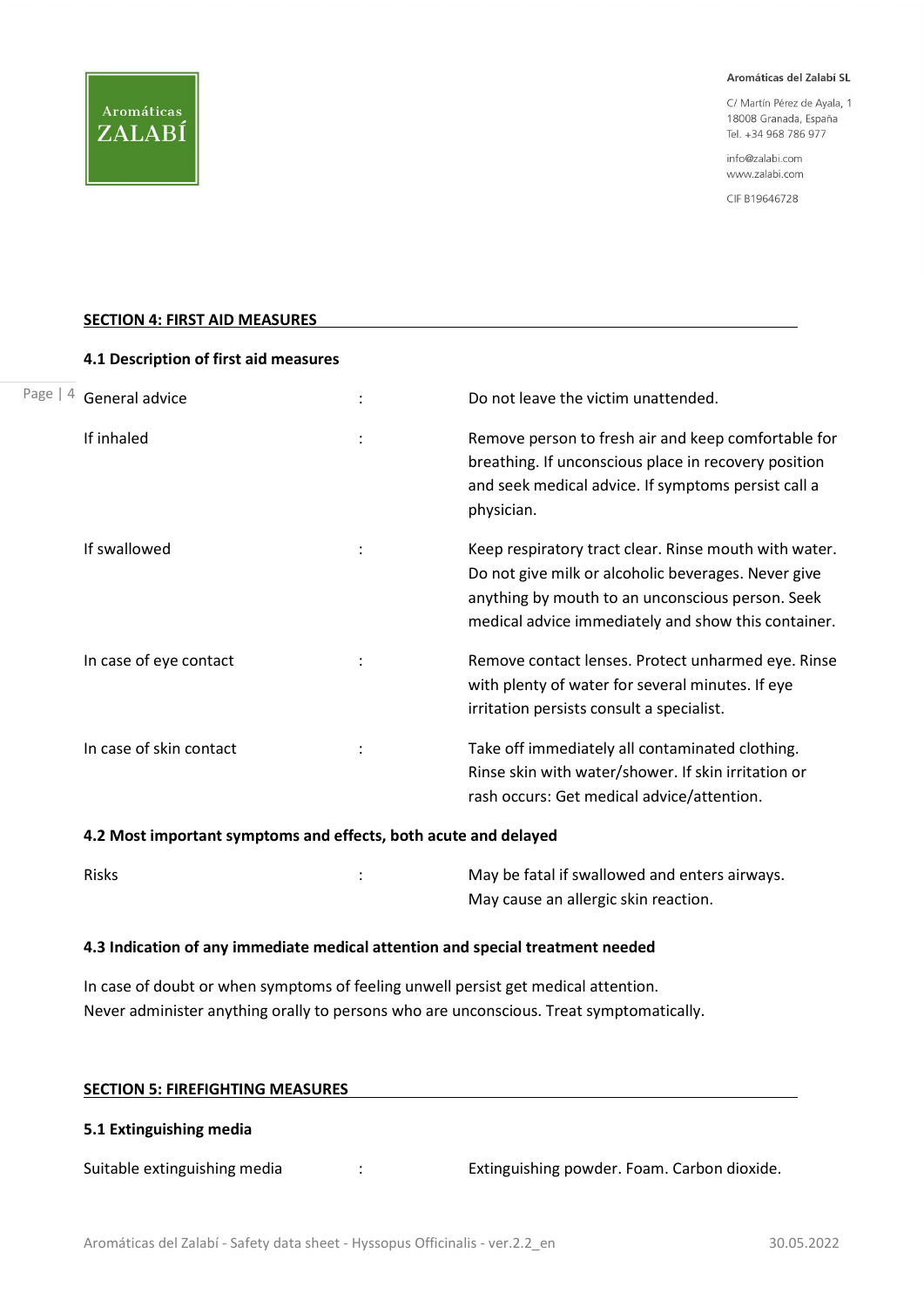## SECTION 4: FIRST AID MEASURES

### 4.1 Description of first aid measures

| | | |
|---|---|---|
| General advice | : | Do not leave the victim unattended. |
| If inhaled | : | Remove person to fresh air and keep comfortable for breathing. If unconscious place in recovery position and seek medical advice. If symptoms persist call a physician. |
| If swallowed | : | Keep respiratory tract clear. Rinse mouth with water. Do not give milk or alcoholic beverages. Never give anything by mouth to an unconscious person. Seek medical advice immediately and show this container. |
| In case of eye contact | : | Remove contact lenses. Protect unharmed eye. Rinse with plenty of water for several minutes. If eye irritation persists consult a specialist. |
| In case of skin contact | : | Take off immediately all contaminated clothing. Rinse skin with water/shower. If skin irritation or rash occurs: Get medical advice/attention. |

### 4.2 Most important symptoms and effects, both acute and delayed

| | | |
|---|---|---|
| Risks | : | May be fatal if swallowed and enters airways.<br>May cause an allergic skin reaction. |

### 4.3 Indication of any immediate medical attention and special treatment needed

In case of doubt or when symptoms of feeling unwell persist get medical attention.
Never administer anything orally to persons who are unconscious. Treat symptomatically.

## SECTION 5: FIREFIGHTING MEASURES

### 5.1 Extinguishing media

| | | |
|---|---|---|
| Suitable extinguishing media | : | Extinguishing powder. Foam. Carbon dioxide. |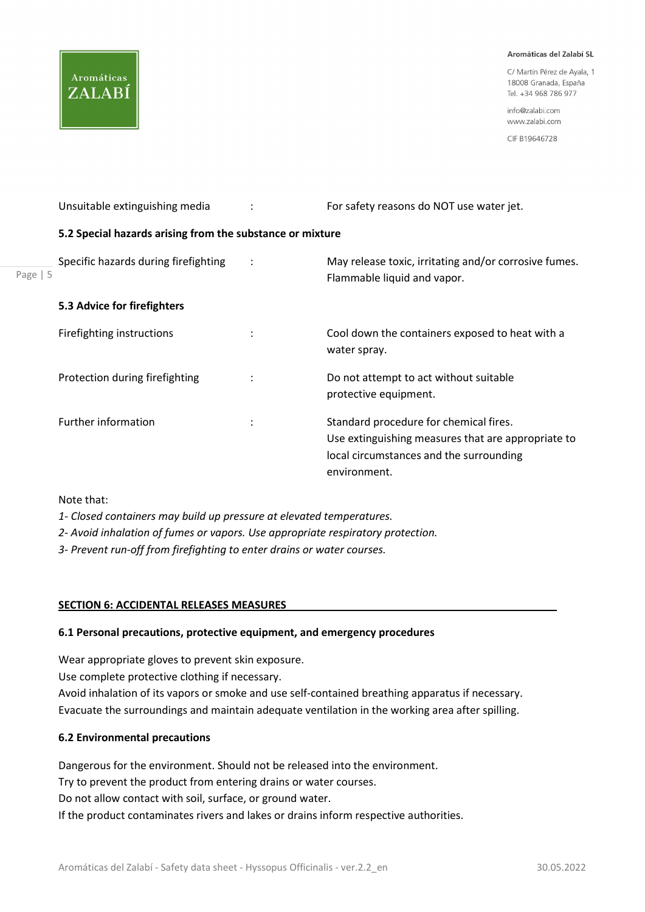| | | |
|---|---|---|
| Unsuitable extinguishing media | : | For safety reasons do NOT use water jet. |

### 5.2 Special hazards arising from the substance or mixture

| | | |
|---|---|---|
| Specific hazards during firefighting | : | May release toxic, irritating and/or corrosive fumes. Flammable liquid and vapor. |

### 5.3 Advice for firefighters

| | | |
|---|---|---|
| Firefighting instructions | : | Cool down the containers exposed to heat with a water spray. |
| Protection during firefighting | : | Do not attempt to act without suitable protective equipment. |
| Further information | : | Standard procedure for chemical fires. Use extinguishing measures that are appropriate to local circumstances and the surrounding environment. |

Note that:

*1- Closed containers may build up pressure at elevated temperatures.*

*2- Avoid inhalation of fumes or vapors. Use appropriate respiratory protection.*

*3- Prevent run-off from firefighting to enter drains or water courses.*

## SECTION 6: ACCIDENTAL RELEASES MEASURES

### 6.1 Personal precautions, protective equipment, and emergency procedures

Wear appropriate gloves to prevent skin exposure.
Use complete protective clothing if necessary.
Avoid inhalation of its vapors or smoke and use self-contained breathing apparatus if necessary.
Evacuate the surroundings and maintain adequate ventilation in the working area after spilling.

### 6.2 Environmental precautions

Dangerous for the environment. Should not be released into the environment.
Try to prevent the product from entering drains or water courses.
Do not allow contact with soil, surface, or ground water.
If the product contaminates rivers and lakes or drains inform respective authorities.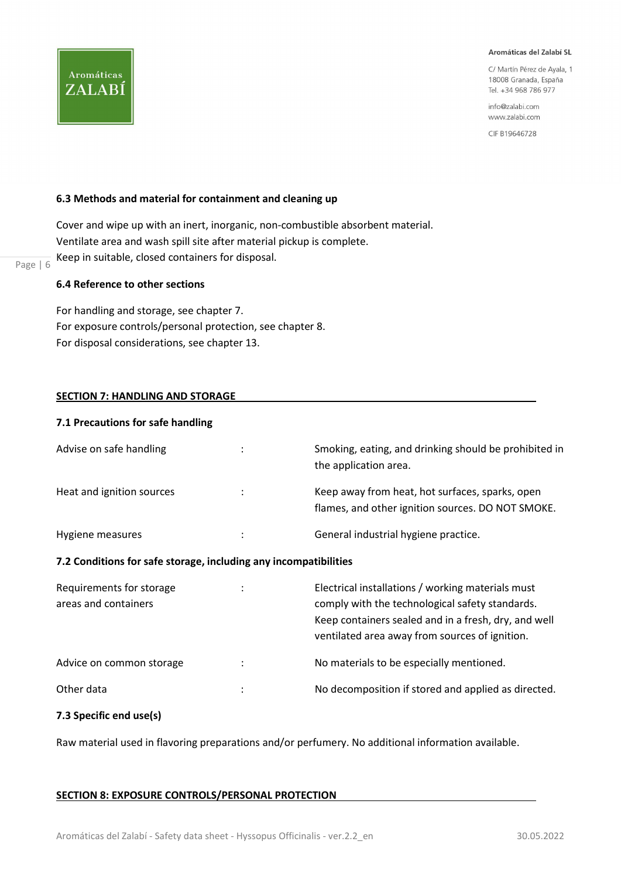### 6.3 Methods and material for containment and cleaning up

Cover and wipe up with an inert, inorganic, non-combustible absorbent material.
Ventilate area and wash spill site after material pickup is complete.
Keep in suitable, closed containers for disposal.

### 6.4 Reference to other sections

For handling and storage, see chapter 7.
For exposure controls/personal protection, see chapter 8.
For disposal considerations, see chapter 13.

## SECTION 7: HANDLING AND STORAGE

### 7.1 Precautions for safe handling

| | | |
|---|---|---|
| Advise on safe handling | : | Smoking, eating, and drinking should be prohibited in the application area. |
| Heat and ignition sources | : | Keep away from heat, hot surfaces, sparks, open flames, and other ignition sources. DO NOT SMOKE. |
| Hygiene measures | : | General industrial hygiene practice. |

### 7.2 Conditions for safe storage, including any incompatibilities

| | | |
|---|---|---|
| Requirements for storage areas and containers | : | Electrical installations / working materials must comply with the technological safety standards. Keep containers sealed and in a fresh, dry, and well ventilated area away from sources of ignition. |
| Advice on common storage | : | No materials to be especially mentioned. |
| Other data | : | No decomposition if stored and applied as directed. |

### 7.3 Specific end use(s)

Raw material used in flavoring preparations and/or perfumery. No additional information available.

## SECTION 8: EXPOSURE CONTROLS/PERSONAL PROTECTION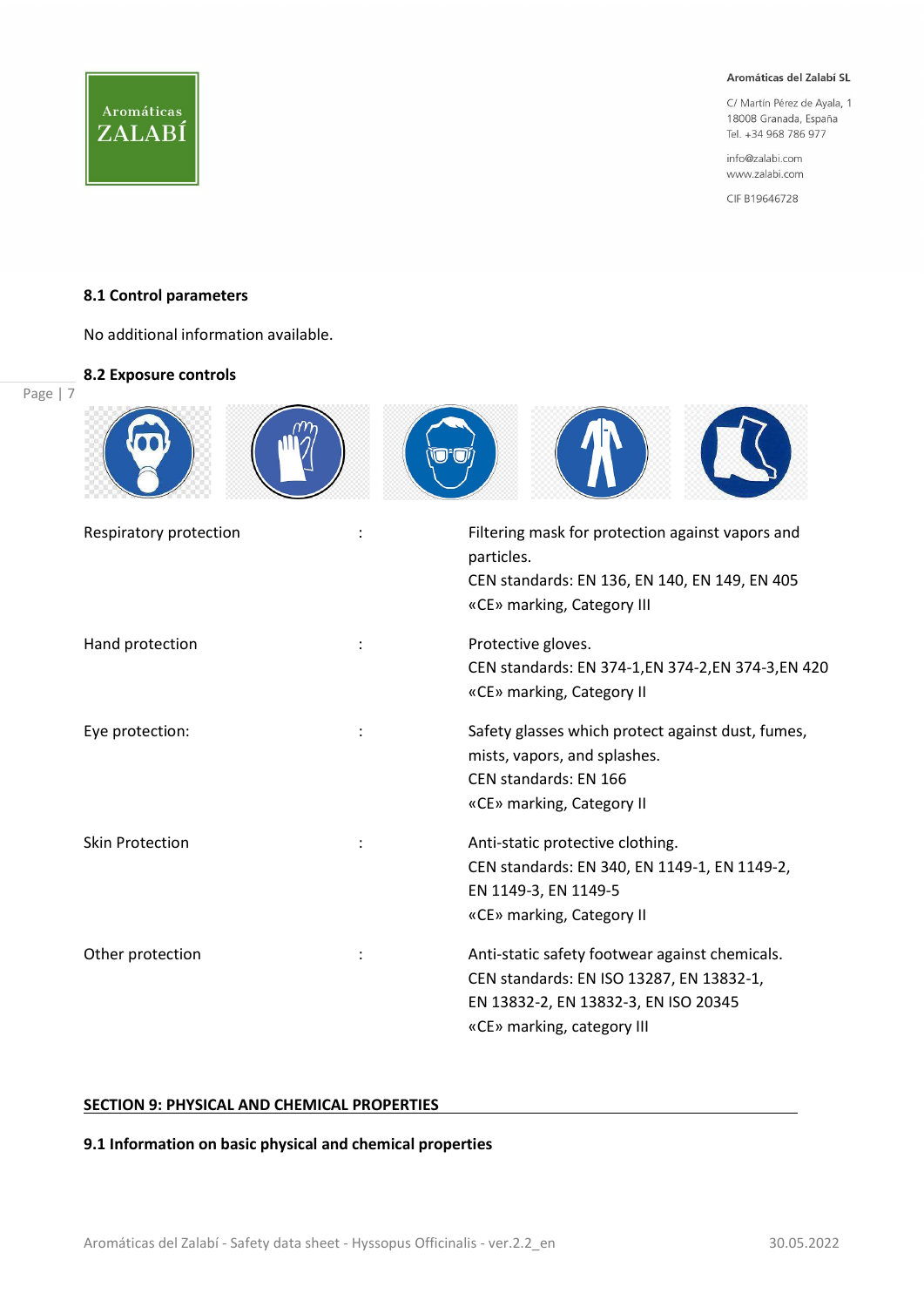### 8.1 Control parameters

No additional information available.

### 8.2 Exposure controls

| | | |
|---|---|---|
| Respiratory protection | : | Filtering mask for protection against vapors and particles.<br>CEN standards: EN 136, EN 140, EN 149, EN 405<br>«CE» marking, Category III |
| Hand protection | : | Protective gloves.<br>CEN standards: EN 374-1,EN 374-2,EN 374-3,EN 420<br>«CE» marking, Category II |
| Eye protection: | : | Safety glasses which protect against dust, fumes, mists, vapors, and splashes.<br>CEN standards: EN 166<br>«CE» marking, Category II |
| Skin Protection | : | Anti-static protective clothing.<br>CEN standards: EN 340, EN 1149-1, EN 1149-2, EN 1149-3, EN 1149-5<br>«CE» marking, Category II |
| Other protection | : | Anti-static safety footwear against chemicals.<br>CEN standards: EN ISO 13287, EN 13832-1, EN 13832-2, EN 13832-3, EN ISO 20345<br>«CE» marking, category III |

## SECTION 9: PHYSICAL AND CHEMICAL PROPERTIES

### 9.1 Information on basic physical and chemical properties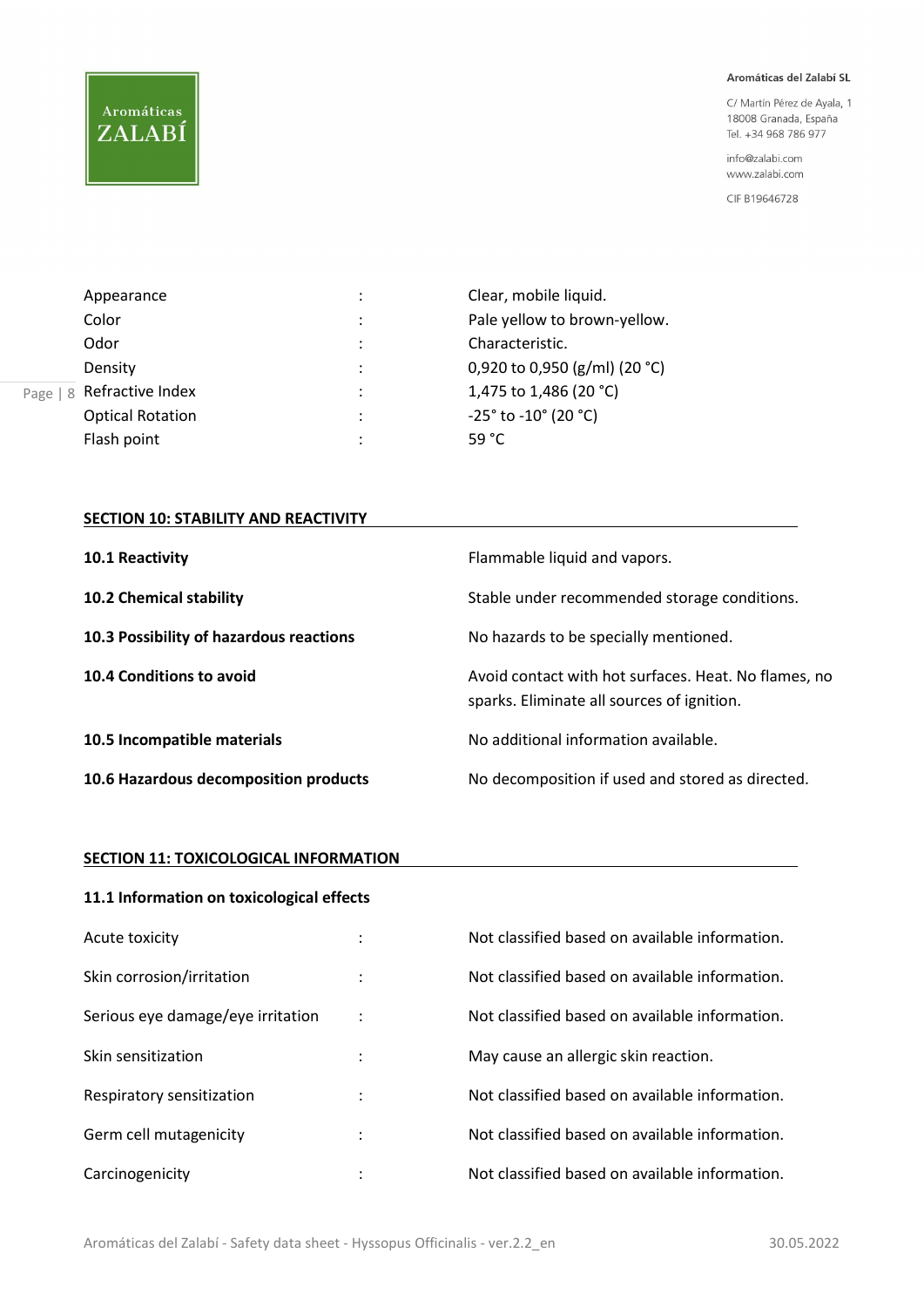| | | |
|---|---|---|
| Appearance | : | Clear, mobile liquid. |
| Color | : | Pale yellow to brown-yellow. |
| Odor | : | Characteristic. |
| Density | : | 0,920 to 0,950 (g/ml) (20 °C) |
| Refractive Index | : | 1,475 to 1,486 (20 °C) |
| Optical Rotation | : | -25° to -10° (20 °C) |
| Flash point | : | 59 °C |

## SECTION 10: STABILITY AND REACTIVITY

| | |
|---|---|
| **10.1 Reactivity** | Flammable liquid and vapors. |
| **10.2 Chemical stability** | Stable under recommended storage conditions. |
| **10.3 Possibility of hazardous reactions** | No hazards to be specially mentioned. |
| **10.4 Conditions to avoid** | Avoid contact with hot surfaces. Heat. No flames, no sparks. Eliminate all sources of ignition. |
| **10.5 Incompatible materials** | No additional information available. |
| **10.6 Hazardous decomposition products** | No decomposition if used and stored as directed. |

## SECTION 11: TOXICOLOGICAL INFORMATION

### 11.1 Information on toxicological effects

| | | |
|---|---|---|
| Acute toxicity | : | Not classified based on available information. |
| Skin corrosion/irritation | : | Not classified based on available information. |
| Serious eye damage/eye irritation | : | Not classified based on available information. |
| Skin sensitization | : | May cause an allergic skin reaction. |
| Respiratory sensitization | : | Not classified based on available information. |
| Germ cell mutagenicity | : | Not classified based on available information. |
| Carcinogenicity | : | Not classified based on available information. |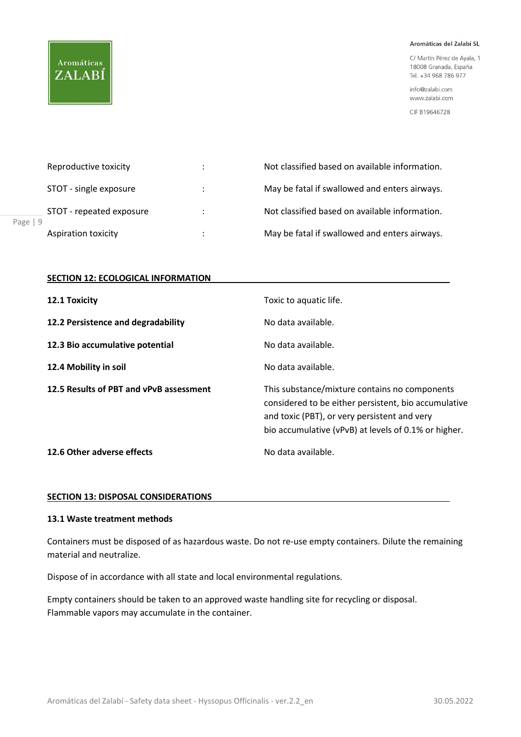| | | |
|---|---|---|
| Reproductive toxicity | : | Not classified based on available information. |
| STOT - single exposure | : | May be fatal if swallowed and enters airways. |
| STOT - repeated exposure | : | Not classified based on available information. |
| Aspiration toxicity | : | May be fatal if swallowed and enters airways. |

## SECTION 12: ECOLOGICAL INFORMATION

| | |
|---|---|
| **12.1 Toxicity** | Toxic to aquatic life. |
| **12.2 Persistence and degradability** | No data available. |
| **12.3 Bio accumulative potential** | No data available. |
| **12.4 Mobility in soil** | No data available. |
| **12.5 Results of PBT and vPvB assessment** | This substance/mixture contains no components considered to be either persistent, bio accumulative and toxic (PBT), or very persistent and very bio accumulative (vPvB) at levels of 0.1% or higher. |
| **12.6 Other adverse effects** | No data available. |

## SECTION 13: DISPOSAL CONSIDERATIONS

### 13.1 Waste treatment methods

Containers must be disposed of as hazardous waste. Do not re-use empty containers. Dilute the remaining material and neutralize.

Dispose of in accordance with all state and local environmental regulations.

Empty containers should be taken to an approved waste handling site for recycling or disposal. Flammable vapors may accumulate in the container.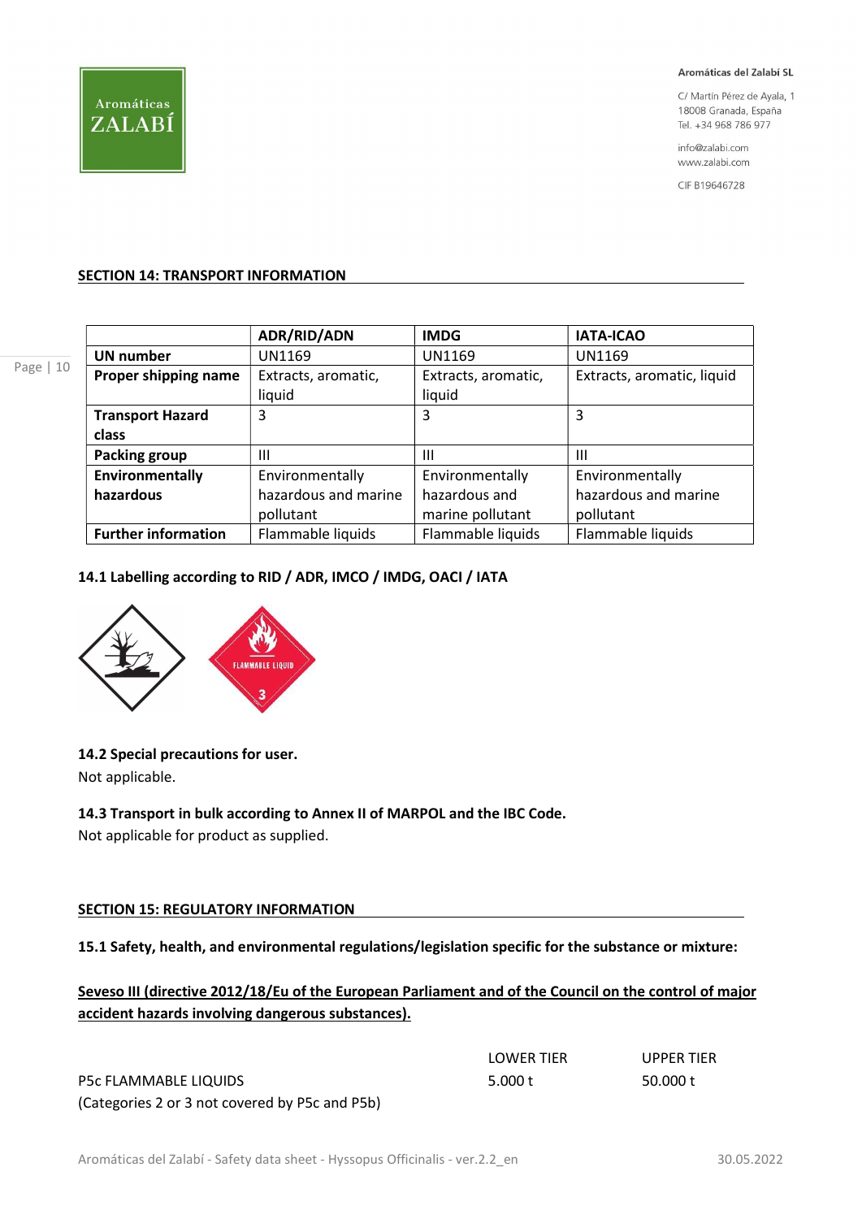## SECTION 14: TRANSPORT INFORMATION

| | ADR/RID/ADN | IMDG | IATA-ICAO |
|---|---|---|---|
| **UN number** | UN1169 | UN1169 | UN1169 |
| **Proper shipping name** | Extracts, aromatic, liquid | Extracts, aromatic, liquid | Extracts, aromatic, liquid |
| **Transport Hazard class** | 3 | 3 | 3 |
| **Packing group** | III | III | III |
| **Environmentally hazardous** | Environmentally hazardous and marine pollutant | Environmentally hazardous and marine pollutant | Environmentally hazardous and marine pollutant |
| **Further information** | Flammable liquids | Flammable liquids | Flammable liquids |

**14.1 Labelling according to RID / ADR, IMCO / IMDG, OACI / IATA**

**14.2 Special precautions for user.**

Not applicable.

**14.3 Transport in bulk according to Annex II of MARPOL and the IBC Code.**

Not applicable for product as supplied.

## SECTION 15: REGULATORY INFORMATION

**15.1 Safety, health, and environmental regulations/legislation specific for the substance or mixture:**

**Seveso III (directive 2012/18/Eu of the European Parliament and of the Council on the control of major accident hazards involving dangerous substances).**

| | LOWER TIER | UPPER TIER |
|---|---|---|
| P5c FLAMMABLE LIQUIDS (Categories 2 or 3 not covered by P5c and P5b) | 5.000 t | 50.000 t |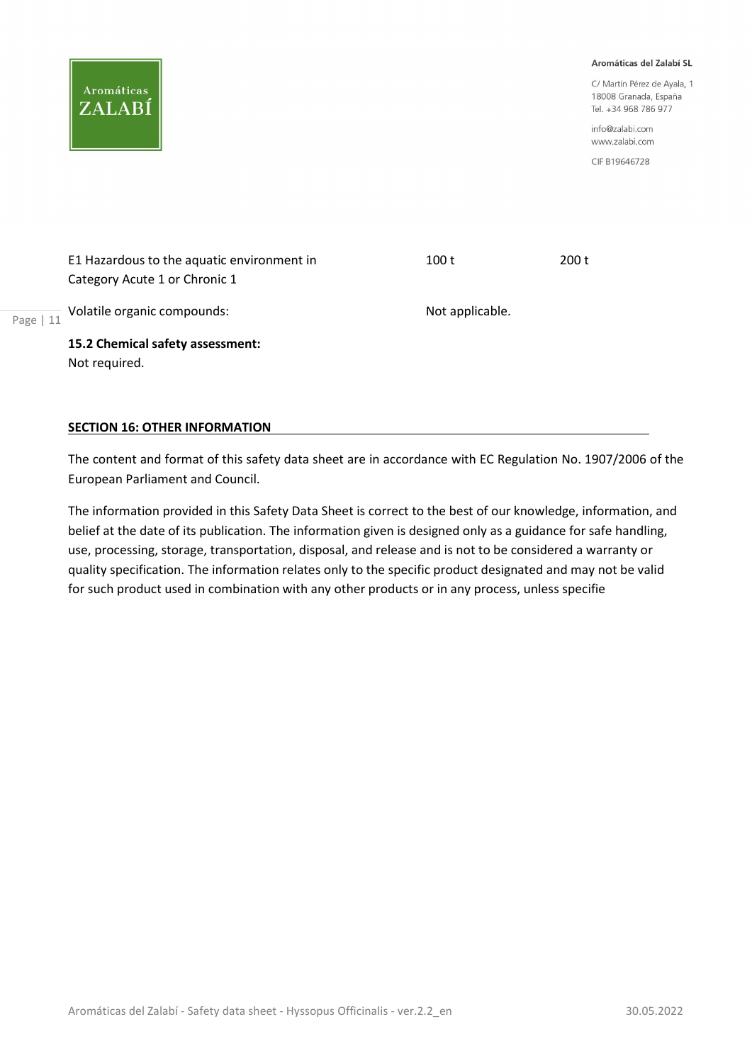| | | |
|---|---|---|
| E1 Hazardous to the aquatic environment in Category Acute 1 or Chronic 1 | 100 t | 200 t |
| Volatile organic compounds: | Not applicable. | |

**15.2 Chemical safety assessment:**
Not required.

**SECTION 16: OTHER INFORMATION**

The content and format of this safety data sheet are in accordance with EC Regulation No. 1907/2006 of the European Parliament and Council.

The information provided in this Safety Data Sheet is correct to the best of our knowledge, information, and belief at the date of its publication. The information given is designed only as a guidance for safe handling, use, processing, storage, transportation, disposal, and release and is not to be considered a warranty or quality specification. The information relates only to the specific product designated and may not be valid for such product used in combination with any other products or in any process, unless specifie